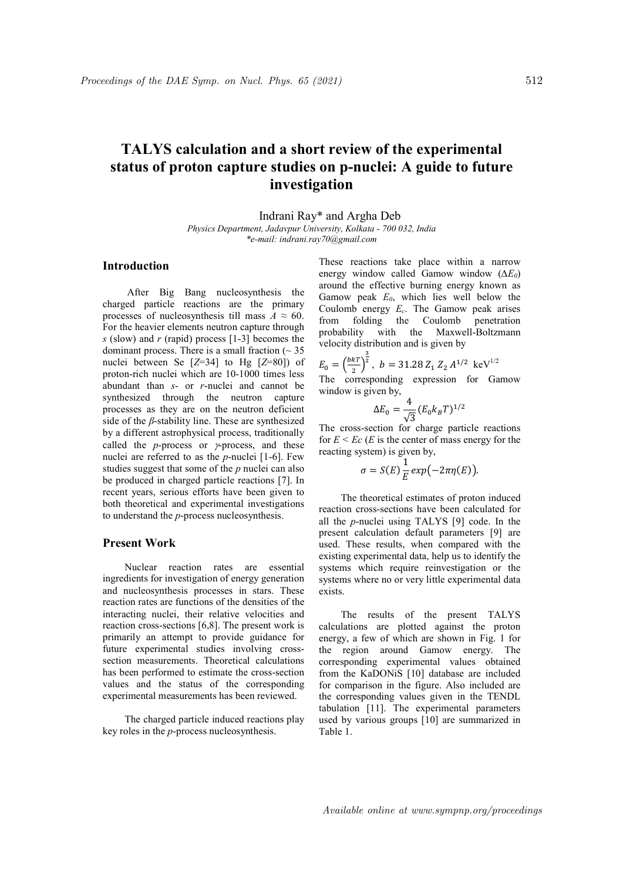# TALYS calculation and a short review of the experimental status of proton capture studies on p-nuclei: A guide to future investigation

Indrani Ray* and Argha Deb

*Physics Department, Jadavpur University, Kolkata - 700 032, India*
*\*e-mail: indrani.ray70@gmail.com*

## Introduction

After Big Bang nucleosynthesis the charged particle reactions are the primary processes of nucleosynthesis till mass $A \approx 60$. For the heavier elements neutron capture through *s* (slow) and *r* (rapid) process [1-3] becomes the dominant process. There is a small fraction (~ 35 nuclei between Se [$Z$=34] to Hg [$Z$=80]) of proton-rich nuclei which are 10-1000 times less abundant than *s*- or *r*-nuclei and cannot be synthesized through the neutron capture processes as they are on the neutron deficient side of the $\beta$-stability line. These are synthesized by a different astrophysical process, traditionally called the *p*-process or $\gamma$-process, and these nuclei are referred to as the *p*-nuclei [1-6]. Few studies suggest that some of the *p* nuclei can also be produced in charged particle reactions [7]. In recent years, serious efforts have been given to both theoretical and experimental investigations to understand the *p*-process nucleosynthesis.

## Present Work

Nuclear reaction rates are essential ingredients for investigation of energy generation and nucleosynthesis processes in stars. These reaction rates are functions of the densities of the interacting nuclei, their relative velocities and reaction cross-sections [6,8]. The present work is primarily an attempt to provide guidance for future experimental studies involving cross-section measurements. Theoretical calculations has been performed to estimate the cross-section values and the status of the corresponding experimental measurements has been reviewed.

The charged particle induced reactions play key roles in the *p*-process nucleosynthesis. These reactions take place within a narrow energy window called Gamow window ($\Delta E_0$) around the effective burning energy known as Gamow peak $E_0$, which lies well below the Coulomb energy $E_c$. The Gamow peak arises from folding the Coulomb penetration probability with the Maxwell-Boltzmann velocity distribution and is given by

$$E_0 = \left(\frac{bkT}{2}\right)^{\frac{3}{2}}, \; b = 31.28\, Z_1\, Z_2\, A^{1/2} \;\; \text{keV}^{1/2}$$

The corresponding expression for Gamow window is given by,

$$\Delta E_0 = \frac{4}{\sqrt{3}} (E_0 k_B T)^{1/2}$$

The cross-section for charge particle reactions for $E < Ec$ ($E$ is the center of mass energy for the reacting system) is given by,

$$\sigma = S(E) \frac{1}{E} exp\big(-2\pi\eta(E)\big).$$

The theoretical estimates of proton induced reaction cross-sections have been calculated for all the *p*-nuclei using TALYS [9] code. In the present calculation default parameters [9] are used. These results, when compared with the existing experimental data, help us to identify the systems which require reinvestigation or the systems where no or very little experimental data exists.

The results of the present TALYS calculations are plotted against the proton energy, a few of which are shown in Fig. 1 for the region around Gamow energy. The corresponding experimental values obtained from the KaDONiS [10] database are included for comparison in the figure. Also included are the corresponding values given in the TENDL tabulation [11]. The experimental parameters used by various groups [10] are summarized in Table 1.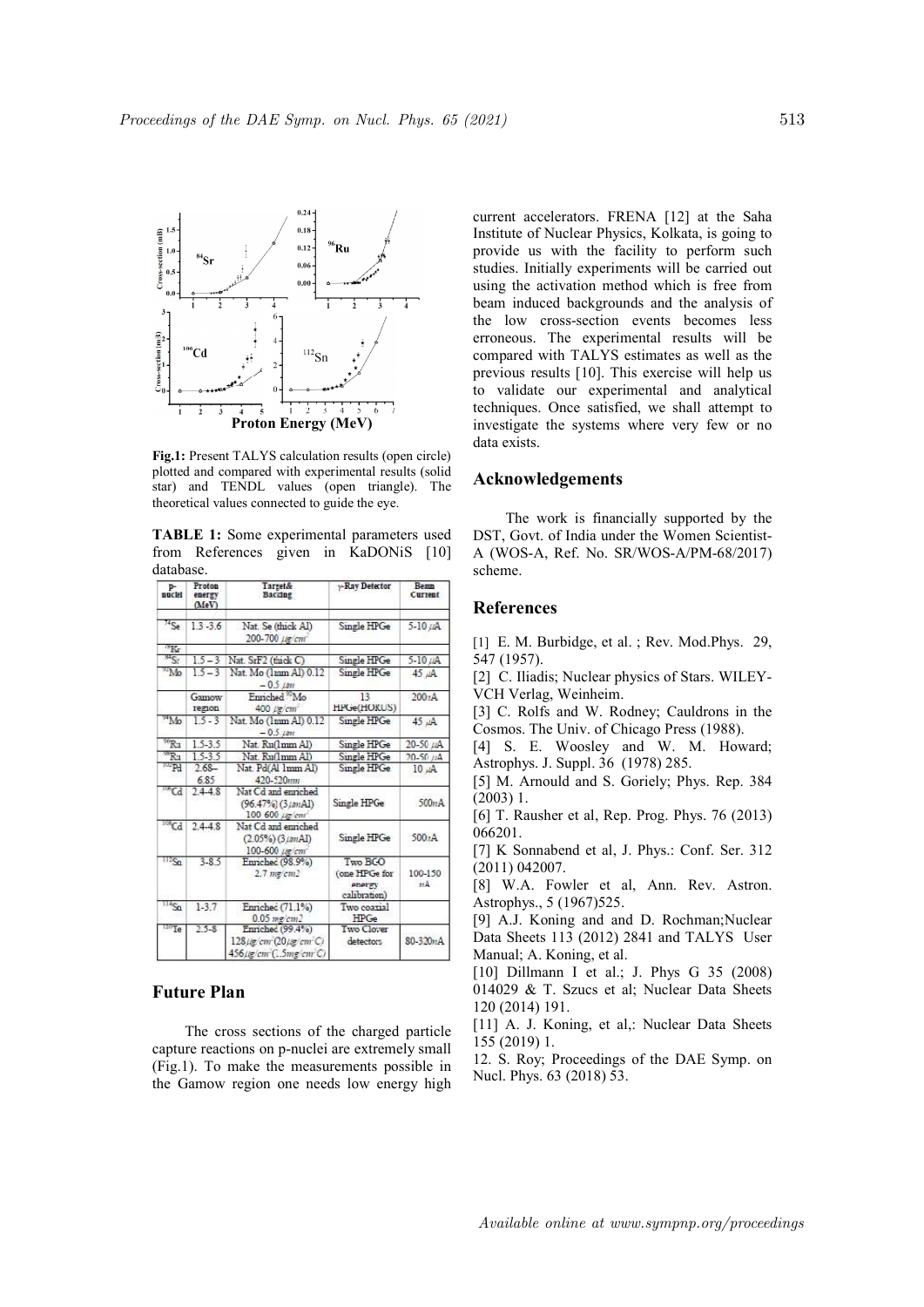0.24
0.18
0.12
0.06
0.00

Cross-section (mB)
1.5
1.0
0.5
0.0

$^{84}$Sr

$^{96}$Ru

1 2 3 4
1 2 3 4

3
2
1
0

6
4
2
0

Cross-section (mB)

$^{106}$Cd

$^{112}$Sn

1 2 3 4 5
1 2 3 4 5 6 7

**Proton Energy (MeV)**

**Fig.1:** Present TALYS calculation results (open circle) plotted and compared with experimental results (solid star) and TENDL values (open triangle). The theoretical values connected to guide the eye.

**TABLE 1:** Some experimental parameters used from References given in KaDONiS [10] database.

| p-nuclei | Proton energy (MeV) | Target& Backing | γ-Ray Detector | Beam Current |
|---|---|---|---|---|
| $^{74}$Se | 1.3 -3.6 | Nat. Se (thick Al) 200-700 μg/cm² | Single HPGe | 5-10 μA |
| $^{78}$Kr | | | | |
| $^{84}$Sr | 1.5 – 3 | Nat. SrF2 (thick C) | Single HPGe | 5-10 μA |
| $^{92}$Mo | 1.5 – 3 | Nat. Mo (1mm Al) 0.12 – 0.5 μm | Single HPGe | 45 μA |
| | Gamow region | Enriched $^{92}$Mo 400 μg/cm² | 13 HPGe(HORUS) | 200nA |
| $^{94}$Mo | 1.5 - 3 | Nat. Mo (1mm Al) 0.12 – 0.5 μm | Single HPGe | 45 μA |
| $^{96}$Ru | 1.5-3.5 | Nat. Ru(1mm Al) | Single HPGe | 20-50 μA |
| $^{98}$Ru | 1.5-3.5 | Nat. Ru(1mm Al) | Single HPGe | 20-50 μA |
| $^{102}$Pd | 2.68– 6.85 | Nat. Pd(Al 1mm Al) 420-520nm | Single HPGe | 10 μA |
| $^{106}$Cd | 2.4-4.8 | Nat Cd and enriched (96.47%) (3 μm Al) 100 600 μg/cm² | Single HPGe | 500nA |
| $^{108}$Cd | 2.4-4.8 | Nat Cd and enriched (2.05%) (3 μm Al) 100-600 μg/cm² | Single HPGe | 500nA |
| $^{112}$Sn | 3-8.5 | Enriched (98.9%) 2.7 mg/cm2 | Two BGO (one HPGe for energy calibration) | 100-150 nA |
| $^{114}$Sn | 1-3.7 | Enriched (71.1%) 0.05 mg/cm2 | Two coaxial HPGe | |
| $^{120}$Te | 2.5-8 | Enriched (99.4%) 128μg/cm²(20μg/cm² C) 456μg/cm²(1.5mg/cm² C) | Two Clover detectors | 80-320nA |

## Future Plan

The cross sections of the charged particle capture reactions on p-nuclei are extremely small (Fig.1). To make the measurements possible in the Gamow region one needs low energy high current accelerators. FRENA [12] at the Saha Institute of Nuclear Physics, Kolkata, is going to provide us with the facility to perform such studies. Initially experiments will be carried out using the activation method which is free from beam induced backgrounds and the analysis of the low cross-section events becomes less erroneous. The experimental results will be compared with TALYS estimates as well as the previous results [10]. This exercise will help us to validate our experimental and analytical techniques. Once satisfied, we shall attempt to investigate the systems where very few or no data exists.

## Acknowledgements

The work is financially supported by the DST, Govt. of India under the Women Scientist-A (WOS-A, Ref. No. SR/WOS-A/PM-68/2017) scheme.

## References

[1] E. M. Burbidge, et al. ; Rev. Mod.Phys. 29, 547 (1957).

[2] C. Iliadis; Nuclear physics of Stars. WILEY-VCH Verlag, Weinheim.

[3] C. Rolfs and W. Rodney; Cauldrons in the Cosmos. The Univ. of Chicago Press (1988).

[4] S. E. Woosley and W. M. Howard; Astrophys. J. Suppl. 36 (1978) 285.

[5] M. Arnould and S. Goriely; Phys. Rep. 384 (2003) 1.

[6] T. Rausher et al, Rep. Prog. Phys. 76 (2013) 066201.

[7] K Sonnabend et al, J. Phys.: Conf. Ser. 312 (2011) 042007.

[8] W.A. Fowler et al, Ann. Rev. Astron. Astrophys., 5 (1967)525.

[9] A.J. Koning and and D. Rochman;Nuclear Data Sheets 113 (2012) 2841 and TALYS User Manual; A. Koning, et al.

[10] Dillmann I et al.; J. Phys G 35 (2008) 014029 & T. Szucs et al; Nuclear Data Sheets 120 (2014) 191.

[11] A. J. Koning, et al,: Nuclear Data Sheets 155 (2019) 1.

12. S. Roy; Proceedings of the DAE Symp. on Nucl. Phys. 63 (2018) 53.